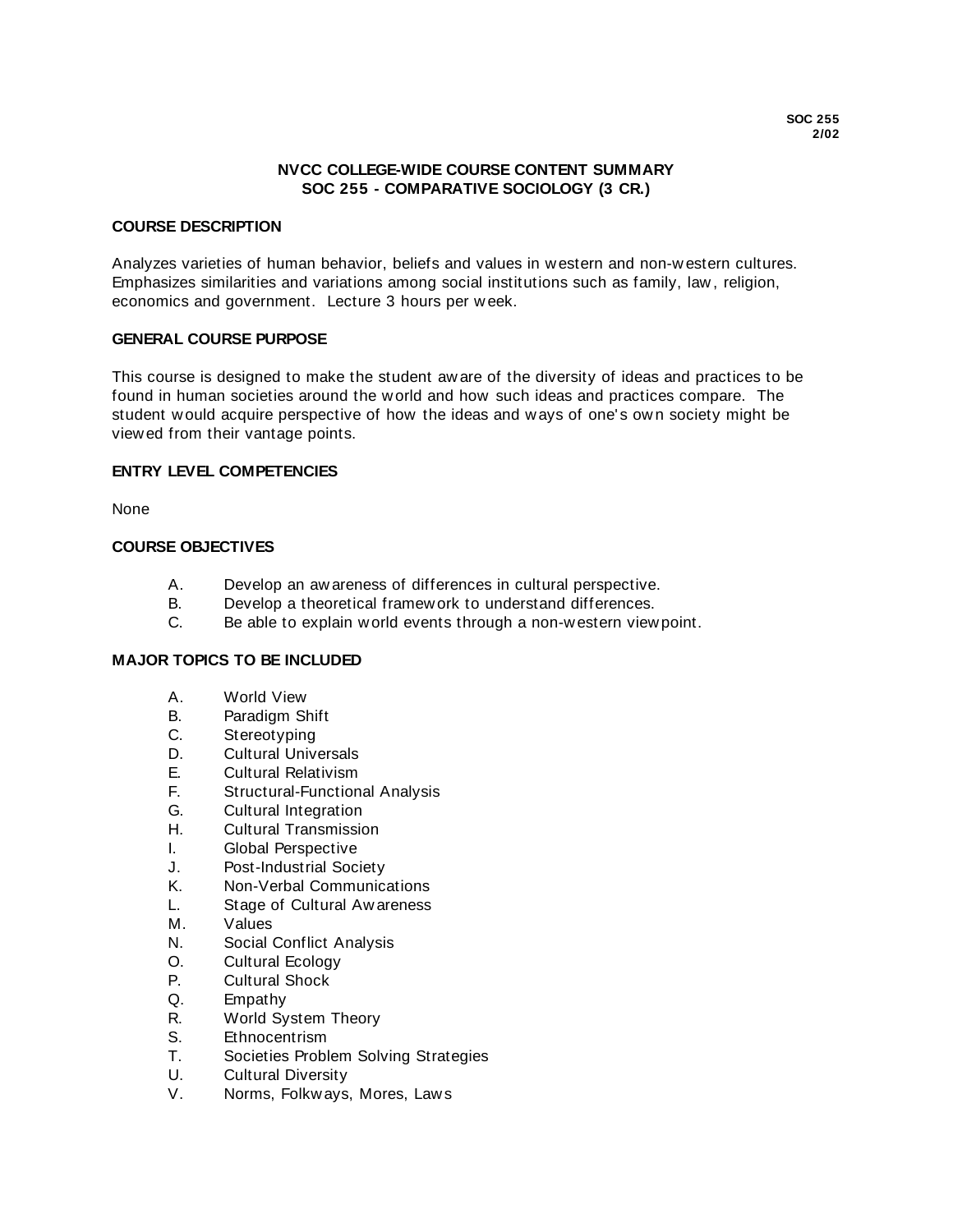SOC 255
2/02

# NVCC COLLEGE-WIDE COURSE CONTENT SUMMARY
# SOC 255 - COMPARATIVE SOCIOLOGY (3 CR.)

## COURSE DESCRIPTION

Analyzes varieties of human behavior, beliefs and values in western and non-western cultures. Emphasizes similarities and variations among social institutions such as family, law, religion, economics and government. Lecture 3 hours per week.

## GENERAL COURSE PURPOSE

This course is designed to make the student aware of the diversity of ideas and practices to be found in human societies around the world and how such ideas and practices compare. The student would acquire perspective of how the ideas and ways of one's own society might be viewed from their vantage points.

## ENTRY LEVEL COMPETENCIES

None

## COURSE OBJECTIVES

A. Develop an awareness of differences in cultural perspective.
B. Develop a theoretical framework to understand differences.
C. Be able to explain world events through a non-western viewpoint.

## MAJOR TOPICS TO BE INCLUDED

A. World View
B. Paradigm Shift
C. Stereotyping
D. Cultural Universals
E. Cultural Relativism
F. Structural-Functional Analysis
G. Cultural Integration
H. Cultural Transmission
I. Global Perspective
J. Post-Industrial Society
K. Non-Verbal Communications
L. Stage of Cultural Awareness
M. Values
N. Social Conflict Analysis
O. Cultural Ecology
P. Cultural Shock
Q. Empathy
R. World System Theory
S. Ethnocentrism
T. Societies Problem Solving Strategies
U. Cultural Diversity
V. Norms, Folkways, Mores, Laws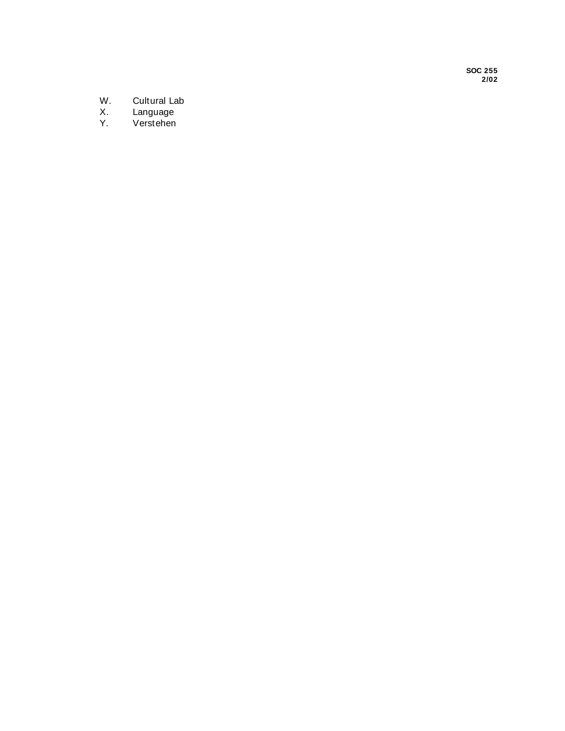W. Cultural Lab
X. Language
Y. Verstehen